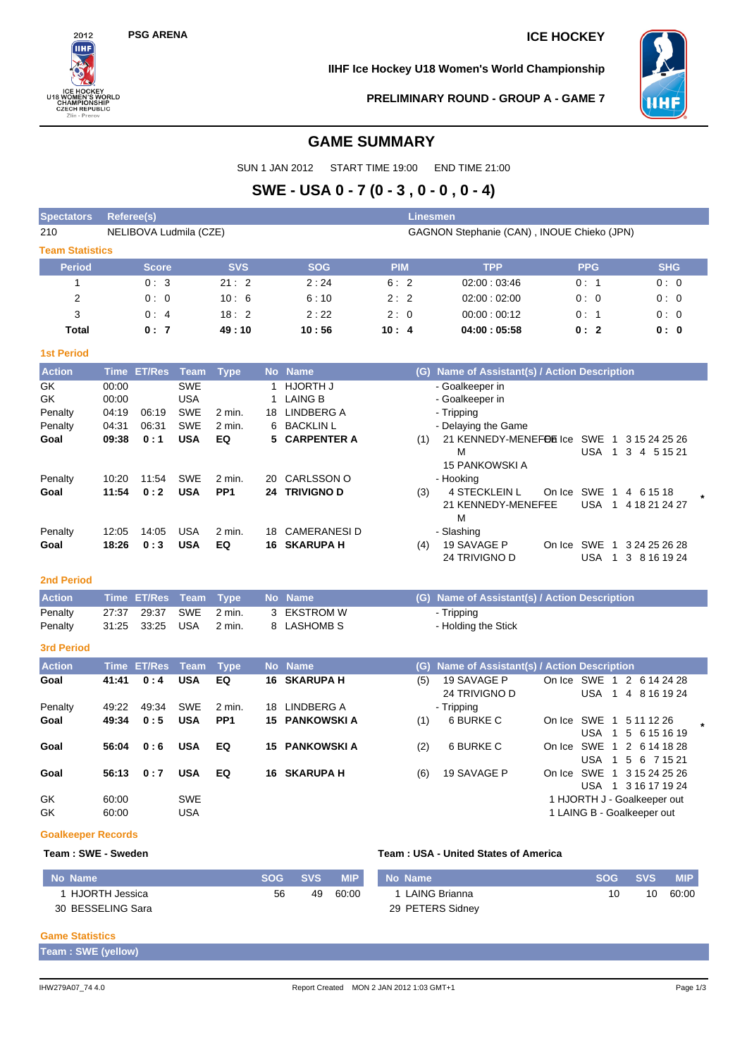2012 ICE HOCKEY U18 WOMEN'S WORLD CHAMPIONSHIP CZECH REPUBLIC Zlin - Prerov

**PSG ARENA** **ICE HOCKEY**

**IIHF Ice Hockey U18 Women's World Championship**

**PRELIMINARY ROUND - GROUP A - GAME 7**

# GAME SUMMARY

SUN 1 JAN 2012 START TIME 19:00 END TIME 21:00

## SWE - USA 0 - 7 (0 - 3 , 0 - 0 , 0 - 4)

| Spectators | Referee(s) | Linesmen |
|---|---|---|
| 210 | NELIBOVA Ludmila (CZE) | GAGNON Stephanie (CAN) , INOUE Chieko (JPN) |

### Team Statistics

| Period | Score | SVS | SOG | PIM | TPP | PPG | SHG |
|---|---|---|---|---|---|---|---|
| 1 | 0 : 3 | 21 : 2 | 2 : 24 | 6 : 2 | 02:00 : 03:46 | 0 : 1 | 0 : 0 |
| 2 | 0 : 0 | 10 : 6 | 6 : 10 | 2 : 2 | 02:00 : 02:00 | 0 : 0 | 0 : 0 |
| 3 | 0 : 4 | 18 : 2 | 2 : 22 | 2 : 0 | 00:00 : 00:12 | 0 : 1 | 0 : 0 |
| **Total** | **0 : 7** | **49 : 10** | **10 : 56** | **10 : 4** | **04:00 : 05:58** | **0 : 2** | **0 : 0** |

### 1st Period

| Action | Time | ET/Res | Team | Type | No | Name | (G) | Name of Assistant(s) / Action Description | | |
|---|---|---|---|---|---|---|---|---|---|---|
| GK | 00:00 | | SWE | | 1 | HJORTH J | | - Goalkeeper in | | |
| GK | 00:00 | | USA | | 1 | LAING B | | - Goalkeeper in | | |
| Penalty | 04:19 | 06:19 | SWE | 2 min. | 18 | LINDBERG A | | - Tripping | | |
| Penalty | 04:31 | 06:31 | SWE | 2 min. | 6 | BACKLIN L | | - Delaying the Game | | |
| **Goal** | **09:38** | **0 : 1** | **USA** | **EQ** | **5** | **CARPENTER A** | (1) | 21 KENNEDY-MENEFEE M<br>15 PANKOWSKI A | On Ice | SWE 1 3 15 24 25 26<br>USA 1 3 4 5 15 21 |
| Penalty | 10:20 | 11:54 | SWE | 2 min. | 20 | CARLSSON O | | - Hooking | | |
| **Goal** | **11:54** | **0 : 2** | **USA** | **PP1** | **24** | **TRIVIGNO D** | (3) | 4 STECKLEIN L<br>21 KENNEDY-MENEFEE M | On Ice | SWE 1 4 6 15 18<br>USA 1 4 18 21 24 27 * |
| Penalty | 12:05 | 14:05 | USA | 2 min. | 18 | CAMERANESI D | | - Slashing | | |
| **Goal** | **18:26** | **0 : 3** | **USA** | **EQ** | **16** | **SKARUPA H** | (4) | 19 SAVAGE P<br>24 TRIVIGNO D | On Ice | SWE 1 3 24 25 26 28<br>USA 1 3 8 16 19 24 |

### 2nd Period

| Action | Time | ET/Res | Team | Type | No | Name | (G) | Name of Assistant(s) / Action Description |
|---|---|---|---|---|---|---|---|---|
| Penalty | 27:37 | 29:37 | SWE | 2 min. | 3 | EKSTROM W | | - Tripping |
| Penalty | 31:25 | 33:25 | USA | 2 min. | 8 | LASHOMB S | | - Holding the Stick |

### 3rd Period

| Action | Time | ET/Res | Team | Type | No | Name | (G) | Name of Assistant(s) / Action Description | | |
|---|---|---|---|---|---|---|---|---|---|---|
| **Goal** | **41:41** | **0 : 4** | **USA** | **EQ** | **16** | **SKARUPA H** | (5) | 19 SAVAGE P<br>24 TRIVIGNO D | On Ice | SWE 1 2 6 14 24 28<br>USA 1 4 8 16 19 24 |
| Penalty | 49:22 | 49:34 | SWE | 2 min. | 18 | LINDBERG A | | - Tripping | | |
| **Goal** | **49:34** | **0 : 5** | **USA** | **PP1** | **15** | **PANKOWSKI A** | (1) | 6 BURKE C | On Ice | SWE 1 5 11 12 26<br>USA 1 5 6 15 16 19 * |
| **Goal** | **56:04** | **0 : 6** | **USA** | **EQ** | **15** | **PANKOWSKI A** | (2) | 6 BURKE C | On Ice | SWE 1 2 6 14 18 28<br>USA 1 5 6 7 15 21 |
| **Goal** | **56:13** | **0 : 7** | **USA** | **EQ** | **16** | **SKARUPA H** | (6) | 19 SAVAGE P | On Ice | SWE 1 3 15 24 25 26<br>USA 1 3 16 17 19 24 |
| GK | 60:00 | | SWE | | | | | 1 HJORTH J - Goalkeeper out | | |
| GK | 60:00 | | USA | | | | | 1 LAING B - Goalkeeper out | | |

### Goalkeeper Records

**Team : SWE - Sweden**

| No | Name | SOG | SVS | MIP |
|---|---|---|---|---|
| 1 | HJORTH Jessica | 56 | 49 | 60:00 |
| 30 | BESSELING Sara | | | |

**Team : USA - United States of America**

| No | Name | SOG | SVS | MIP |
|---|---|---|---|---|
| 1 | LAING Brianna | 10 | 10 | 60:00 |
| 29 | PETERS Sidney | | | |

### Game Statistics

**Team : SWE (yellow)**

IHW279A07_74 4.0 Report Created MON 2 JAN 2012 1:03 GMT+1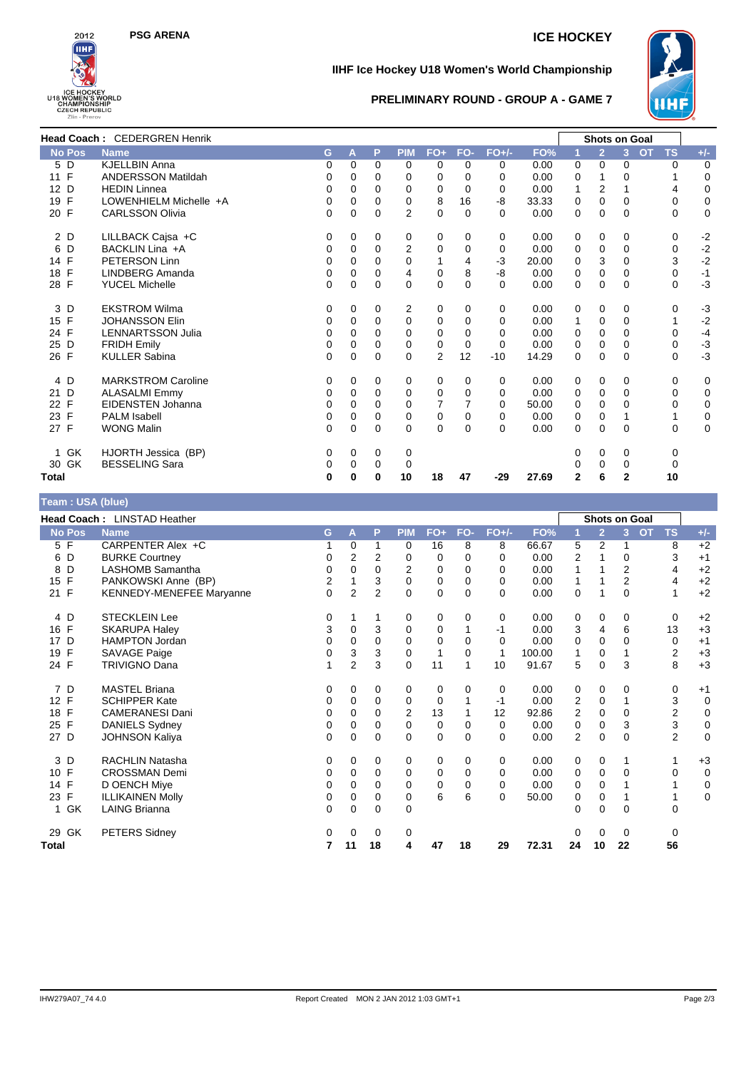PSG ARENA

ICE HOCKEY

# IIHF Ice Hockey U18 Women's World Championship

## PRELIMINARY ROUND - GROUP A - GAME 7

**Head Coach :** CEDERGREN Henrik

| No | Pos | Name | G | A | P | PIM | FO+ | FO- | FO+/- | FO% | 1 | 2 | 3 | OT | TS | +/- |
|---|---|---|---|---|---|---|---|---|---|---|---|---|---|---|---|---|
| 5 | D | KJELLBIN Anna | 0 | 0 | 0 | 0 | 0 | 0 | 0 | 0.00 | 0 | 0 | 0 | | 0 | 0 |
| 11 | F | ANDERSSON Matildah | 0 | 0 | 0 | 0 | 0 | 0 | 0 | 0.00 | 0 | 1 | 0 | | 1 | 0 |
| 12 | D | HEDIN Linnea | 0 | 0 | 0 | 0 | 0 | 0 | 0 | 0.00 | 1 | 2 | 1 | | 4 | 0 |
| 19 | F | LOWENHIELM Michelle +A | 0 | 0 | 0 | 0 | 8 | 16 | -8 | 33.33 | 0 | 0 | 0 | | 0 | 0 |
| 20 | F | CARLSSON Olivia | 0 | 0 | 0 | 2 | 0 | 0 | 0 | 0.00 | 0 | 0 | 0 | | 0 | 0 |
| 2 | D | LILLBACK Cajsa +C | 0 | 0 | 0 | 0 | 0 | 0 | 0 | 0.00 | 0 | 0 | 0 | | 0 | -2 |
| 6 | D | BACKLIN Lina +A | 0 | 0 | 0 | 2 | 0 | 0 | 0 | 0.00 | 0 | 0 | 0 | | 0 | -2 |
| 14 | F | PETERSON Linn | 0 | 0 | 0 | 0 | 1 | 4 | -3 | 20.00 | 0 | 3 | 0 | | 3 | -2 |
| 18 | F | LINDBERG Amanda | 0 | 0 | 0 | 4 | 0 | 8 | -8 | 0.00 | 0 | 0 | 0 | | 0 | -1 |
| 28 | F | YUCEL Michelle | 0 | 0 | 0 | 0 | 0 | 0 | 0 | 0.00 | 0 | 0 | 0 | | 0 | -3 |
| 3 | D | EKSTROM Wilma | 0 | 0 | 0 | 2 | 0 | 0 | 0 | 0.00 | 0 | 0 | 0 | | 0 | -3 |
| 15 | F | JOHANSSON Elin | 0 | 0 | 0 | 0 | 0 | 0 | 0 | 0.00 | 1 | 0 | 0 | | 1 | -2 |
| 24 | F | LENNARTSSON Julia | 0 | 0 | 0 | 0 | 0 | 0 | 0 | 0.00 | 0 | 0 | 0 | | 0 | -4 |
| 25 | D | FRIDH Emily | 0 | 0 | 0 | 0 | 0 | 0 | 0 | 0.00 | 0 | 0 | 0 | | 0 | -3 |
| 26 | F | KULLER Sabina | 0 | 0 | 0 | 0 | 2 | 12 | -10 | 14.29 | 0 | 0 | 0 | | 0 | -3 |
| 4 | D | MARKSTROM Caroline | 0 | 0 | 0 | 0 | 0 | 0 | 0 | 0.00 | 0 | 0 | 0 | | 0 | 0 |
| 21 | D | ALASALMI Emmy | 0 | 0 | 0 | 0 | 0 | 0 | 0 | 0.00 | 0 | 0 | 0 | | 0 | 0 |
| 22 | F | EIDENSTEN Johanna | 0 | 0 | 0 | 0 | 7 | 7 | 0 | 50.00 | 0 | 0 | 0 | | 0 | 0 |
| 23 | F | PALM Isabell | 0 | 0 | 0 | 0 | 0 | 0 | 0 | 0.00 | 0 | 0 | 1 | | 1 | 0 |
| 27 | F | WONG Malin | 0 | 0 | 0 | 0 | 0 | 0 | 0 | 0.00 | 0 | 0 | 0 | | 0 | 0 |
| 1 | GK | HJORTH Jessica (BP) | 0 | 0 | 0 | 0 | | | | | 0 | 0 | 0 | | 0 | |
| 30 | GK | BESSELING Sara | 0 | 0 | 0 | 0 | | | | | 0 | 0 | 0 | | 0 | |
| **Total** | | | **0** | **0** | **0** | **10** | **18** | **47** | **-29** | **27.69** | **2** | **6** | **2** | | **10** | |

## Team : USA (blue)

**Head Coach :** LINSTAD Heather

| No | Pos | Name | G | A | P | PIM | FO+ | FO- | FO+/- | FO% | 1 | 2 | 3 | OT | TS | +/- |
|---|---|---|---|---|---|---|---|---|---|---|---|---|---|---|---|---|
| 5 | F | CARPENTER Alex +C | 1 | 0 | 1 | 0 | 16 | 8 | 8 | 66.67 | 5 | 2 | 1 | | 8 | +2 |
| 6 | D | BURKE Courtney | 0 | 2 | 2 | 0 | 0 | 0 | 0 | 0.00 | 2 | 1 | 0 | | 3 | +1 |
| 8 | D | LASHOMB Samantha | 0 | 0 | 0 | 2 | 0 | 0 | 0 | 0.00 | 1 | 1 | 2 | | 4 | +2 |
| 15 | F | PANKOWSKI Anne (BP) | 2 | 1 | 3 | 0 | 0 | 0 | 0 | 0.00 | 1 | 1 | 2 | | 4 | +2 |
| 21 | F | KENNEDY-MENEFEE Maryanne | 0 | 2 | 2 | 0 | 0 | 0 | 0 | 0.00 | 0 | 1 | 0 | | 1 | +2 |
| 4 | D | STECKLEIN Lee | 0 | 1 | 1 | 0 | 0 | 0 | 0 | 0.00 | 0 | 0 | 0 | | 0 | +2 |
| 16 | F | SKARUPA Haley | 3 | 0 | 3 | 0 | 0 | 1 | -1 | 0.00 | 3 | 4 | 6 | | 13 | +3 |
| 17 | D | HAMPTON Jordan | 0 | 0 | 0 | 0 | 0 | 0 | 0 | 0.00 | 0 | 0 | 0 | | 0 | +1 |
| 19 | F | SAVAGE Paige | 0 | 3 | 3 | 0 | 1 | 0 | 1 | 100.00 | 1 | 0 | 1 | | 2 | +3 |
| 24 | F | TRIVIGNO Dana | 1 | 2 | 3 | 0 | 11 | 1 | 10 | 91.67 | 5 | 0 | 3 | | 8 | +3 |
| 7 | D | MASTEL Briana | 0 | 0 | 0 | 0 | 0 | 0 | 0 | 0.00 | 0 | 0 | 0 | | 0 | +1 |
| 12 | F | SCHIPPER Kate | 0 | 0 | 0 | 0 | 0 | 1 | -1 | 0.00 | 2 | 0 | 1 | | 3 | 0 |
| 18 | F | CAMERANESI Dani | 0 | 0 | 0 | 2 | 13 | 1 | 12 | 92.86 | 2 | 0 | 0 | | 2 | 0 |
| 25 | F | DANIELS Sydney | 0 | 0 | 0 | 0 | 0 | 0 | 0 | 0.00 | 0 | 0 | 3 | | 3 | 0 |
| 27 | D | JOHNSON Kaliya | 0 | 0 | 0 | 0 | 0 | 0 | 0 | 0.00 | 2 | 0 | 0 | | 2 | 0 |
| 3 | D | RACHLIN Natasha | 0 | 0 | 0 | 0 | 0 | 0 | 0 | 0.00 | 0 | 0 | 1 | | 1 | +3 |
| 10 | F | CROSSMAN Demi | 0 | 0 | 0 | 0 | 0 | 0 | 0 | 0.00 | 0 | 0 | 0 | | 0 | 0 |
| 14 | F | D OENCH Miye | 0 | 0 | 0 | 0 | 0 | 0 | 0 | 0.00 | 0 | 0 | 1 | | 1 | 0 |
| 23 | F | ILLIKAINEN Molly | 0 | 0 | 0 | 0 | 6 | 6 | 0 | 50.00 | 0 | 0 | 1 | | 1 | 0 |
| 1 | GK | LAING Brianna | 0 | 0 | 0 | 0 | | | | | 0 | 0 | 0 | | 0 | |
| 29 | GK | PETERS Sidney | 0 | 0 | 0 | 0 | | | | | 0 | 0 | 0 | | 0 | |
| **Total** | | | **7** | **11** | **18** | **4** | **47** | **18** | **29** | **72.31** | **24** | **10** | **22** | | **56** | |

IHW279A07_74 4.0 Report Created MON 2 JAN 2012 1:03 GMT+1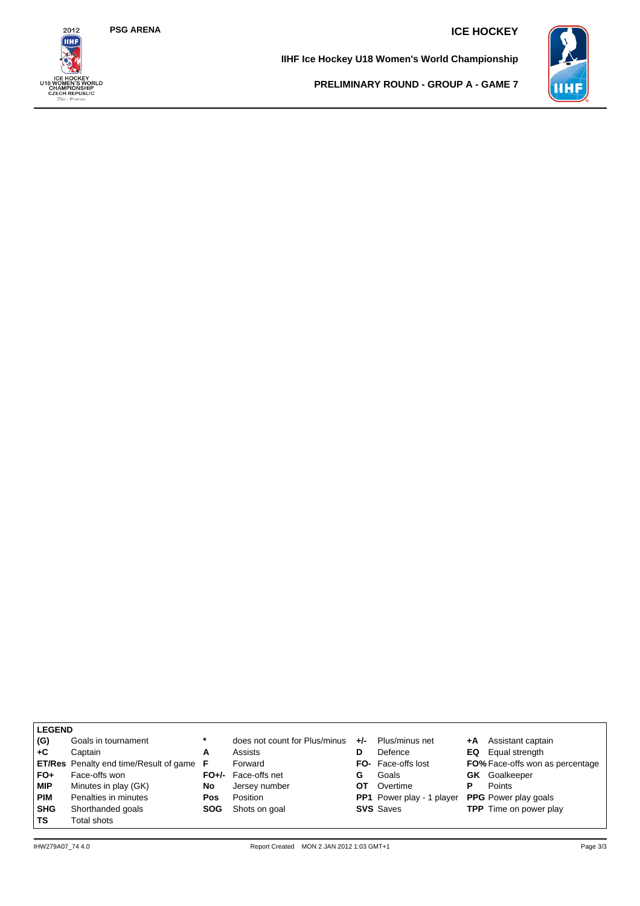**PSG ARENA**

**ICE HOCKEY**

**IIHF Ice Hockey U18 Women's World Championship**

**PRELIMINARY ROUND - GROUP A - GAME 7**

**LEGEND**

| | | | | | | | |
|---|---|---|---|---|---|---|---|
| **(G)** | Goals in tournament | ***** | does not count for Plus/minus | **+/-** | Plus/minus net | **+A** | Assistant captain |
| **+C** | Captain | **A** | Assists | **D** | Defence | **EQ** | Equal strength |
| **ET/Res** | Penalty end time/Result of game | **F** | Forward | **FO-** | Face-offs lost | **FO%** | Face-offs won as percentage |
| **FO+** | Face-offs won | **FO+/-** | Face-offs net | **G** | Goals | **GK** | Goalkeeper |
| **MIP** | Minutes in play (GK) | **No** | Jersey number | **OT** | Overtime | **P** | Points |
| **PIM** | Penalties in minutes | **Pos** | Position | **PP1** | Power play - 1 player | **PPG** | Power play goals |
| **SHG** | Shorthanded goals | **SOG** | Shots on goal | **SVS** | Saves | **TPP** | Time on power play |
| **TS** | Total shots | | | | | | |

IHW279A07_74 4.0 Report Created MON 2 JAN 2012 1:03 GMT+1